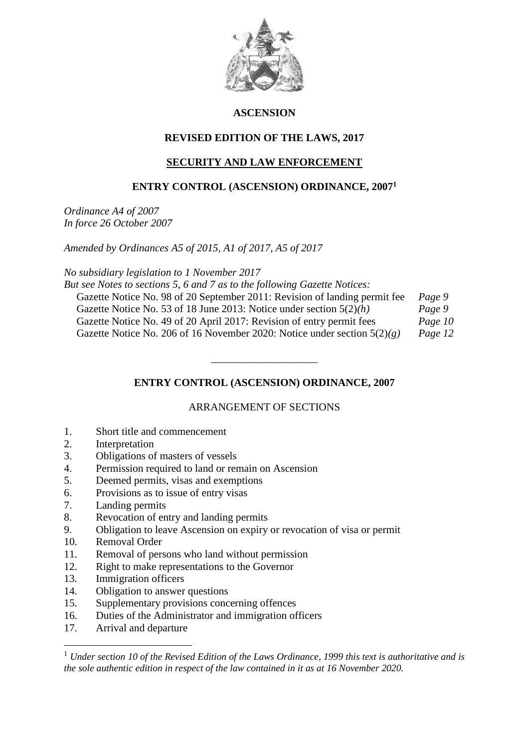**ASCENSION**

**REVISED EDITION OF THE LAWS, 2017**

**SECURITY AND LAW ENFORCEMENT**

# ENTRY CONTROL (ASCENSION) ORDINANCE, 2007[1]

*Ordinance A4 of 2007*
*In force 26 October 2007*

*Amended by Ordinances A5 of 2015, A1 of 2017, A5 of 2017*

*No subsidiary legislation to 1 November 2017*
*But see Notes to sections 5, 6 and 7 as to the following Gazette Notices:*

| | |
|---|---|
| Gazette Notice No. 98 of 20 September 2011: Revision of landing permit fee | *Page 9* |
| Gazette Notice No. 53 of 18 June 2013: Notice under section 5(2)*(h)* | *Page 9* |
| Gazette Notice No. 49 of 20 April 2017: Revision of entry permit fees | *Page 10* |
| Gazette Notice No. 206 of 16 November 2020: Notice under section 5(2)*(g)* | *Page 12* |

---

## ENTRY CONTROL (ASCENSION) ORDINANCE, 2007

ARRANGEMENT OF SECTIONS

1. Short title and commencement
2. Interpretation
3. Obligations of masters of vessels
4. Permission required to land or remain on Ascension
5. Deemed permits, visas and exemptions
6. Provisions as to issue of entry visas
7. Landing permits
8. Revocation of entry and landing permits
9. Obligation to leave Ascension on expiry or revocation of visa or permit
10. Removal Order
11. Removal of persons who land without permission
12. Right to make representations to the Governor
13. Immigration officers
14. Obligation to answer questions
15. Supplementary provisions concerning offences
16. Duties of the Administrator and immigration officers
17. Arrival and departure

---

[1] *Under section 10 of the Revised Edition of the Laws Ordinance, 1999 this text is authoritative and is the sole authentic edition in respect of the law contained in it as at 16 November 2020.*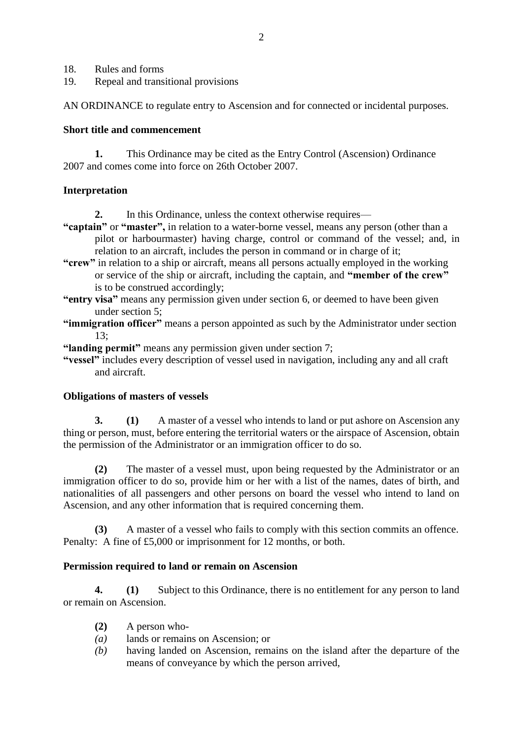18. Rules and forms
19. Repeal and transitional provisions

AN ORDINANCE to regulate entry to Ascension and for connected or incidental purposes.

**Short title and commencement**

**1.** This Ordinance may be cited as the Entry Control (Ascension) Ordinance 2007 and comes come into force on 26th October 2007.

**Interpretation**

**2.** In this Ordinance, unless the context otherwise requires—

**"captain"** or **"master",** in relation to a water-borne vessel, means any person (other than a pilot or harbourmaster) having charge, control or command of the vessel; and, in relation to an aircraft, includes the person in command or in charge of it;

**"crew"** in relation to a ship or aircraft, means all persons actually employed in the working or service of the ship or aircraft, including the captain, and **"member of the crew"** is to be construed accordingly;

**"entry visa"** means any permission given under section 6, or deemed to have been given under section 5;

**"immigration officer"** means a person appointed as such by the Administrator under section 13;

**"landing permit"** means any permission given under section 7;

**"vessel"** includes every description of vessel used in navigation, including any and all craft and aircraft.

**Obligations of masters of vessels**

**3. (1)** A master of a vessel who intends to land or put ashore on Ascension any thing or person, must, before entering the territorial waters or the airspace of Ascension, obtain the permission of the Administrator or an immigration officer to do so.

**(2)** The master of a vessel must, upon being requested by the Administrator or an immigration officer to do so, provide him or her with a list of the names, dates of birth, and nationalities of all passengers and other persons on board the vessel who intend to land on Ascension, and any other information that is required concerning them.

**(3)** A master of a vessel who fails to comply with this section commits an offence. Penalty: A fine of £5,000 or imprisonment for 12 months, or both.

**Permission required to land or remain on Ascension**

**4. (1)** Subject to this Ordinance, there is no entitlement for any person to land or remain on Ascension.

**(2)** A person who-

*(a)* lands or remains on Ascension; or

*(b)* having landed on Ascension, remains on the island after the departure of the means of conveyance by which the person arrived,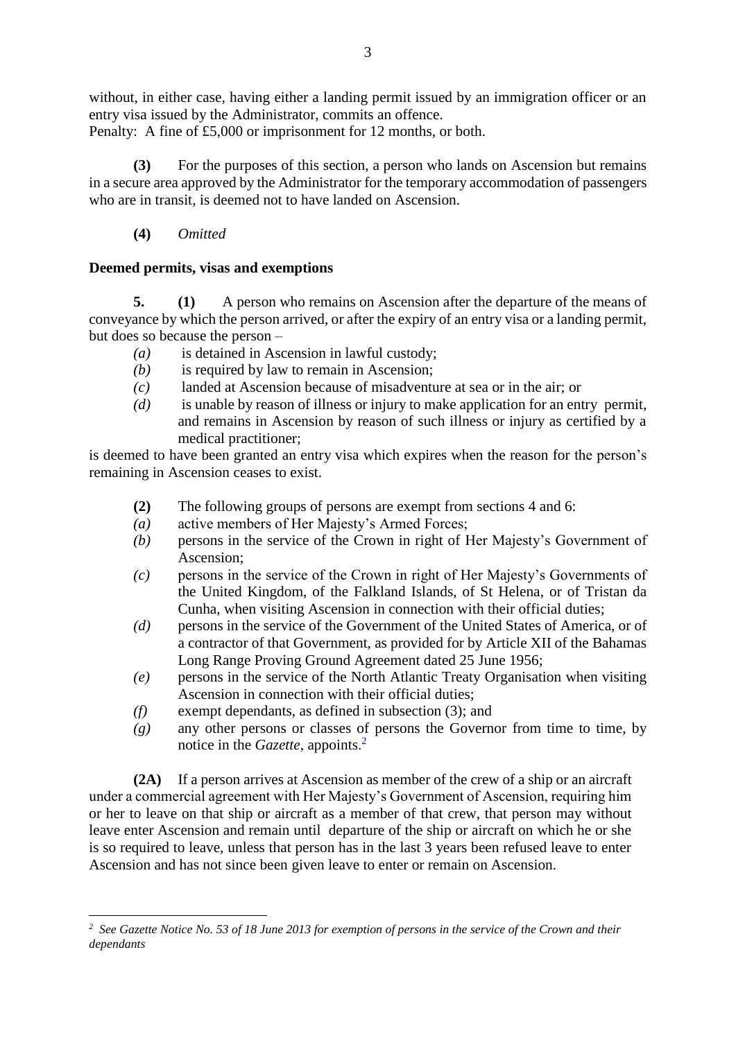without, in either case, having either a landing permit issued by an immigration officer or an entry visa issued by the Administrator, commits an offence.
Penalty: A fine of £5,000 or imprisonment for 12 months, or both.

**(3)** For the purposes of this section, a person who lands on Ascension but remains in a secure area approved by the Administrator for the temporary accommodation of passengers who are in transit, is deemed not to have landed on Ascension.

**(4)** *Omitted*

**Deemed permits, visas and exemptions**

**5.** **(1)** A person who remains on Ascension after the departure of the means of conveyance by which the person arrived, or after the expiry of an entry visa or a landing permit, but does so because the person –

*(a)* is detained in Ascension in lawful custody;
*(b)* is required by law to remain in Ascension;
*(c)* landed at Ascension because of misadventure at sea or in the air; or
*(d)* is unable by reason of illness or injury to make application for an entry permit, and remains in Ascension by reason of such illness or injury as certified by a medical practitioner;

is deemed to have been granted an entry visa which expires when the reason for the person's remaining in Ascension ceases to exist.

**(2)** The following groups of persons are exempt from sections 4 and 6:

*(a)* active members of Her Majesty's Armed Forces;
*(b)* persons in the service of the Crown in right of Her Majesty's Government of Ascension;
*(c)* persons in the service of the Crown in right of Her Majesty's Governments of the United Kingdom, of the Falkland Islands, of St Helena, or of Tristan da Cunha, when visiting Ascension in connection with their official duties;
*(d)* persons in the service of the Government of the United States of America, or of a contractor of that Government, as provided for by Article XII of the Bahamas Long Range Proving Ground Agreement dated 25 June 1956;
*(e)* persons in the service of the North Atlantic Treaty Organisation when visiting Ascension in connection with their official duties;
*(f)* exempt dependants, as defined in subsection (3); and
*(g)* any other persons or classes of persons the Governor from time to time, by notice in the *Gazette*, appoints.[2]

**(2A)** If a person arrives at Ascension as member of the crew of a ship or an aircraft under a commercial agreement with Her Majesty's Government of Ascension, requiring him or her to leave on that ship or aircraft as a member of that crew, that person may without leave enter Ascension and remain until departure of the ship or aircraft on which he or she is so required to leave, unless that person has in the last 3 years been refused leave to enter Ascension and has not since been given leave to enter or remain on Ascension.

---

[2] *See Gazette Notice No. 53 of 18 June 2013 for exemption of persons in the service of the Crown and their dependants*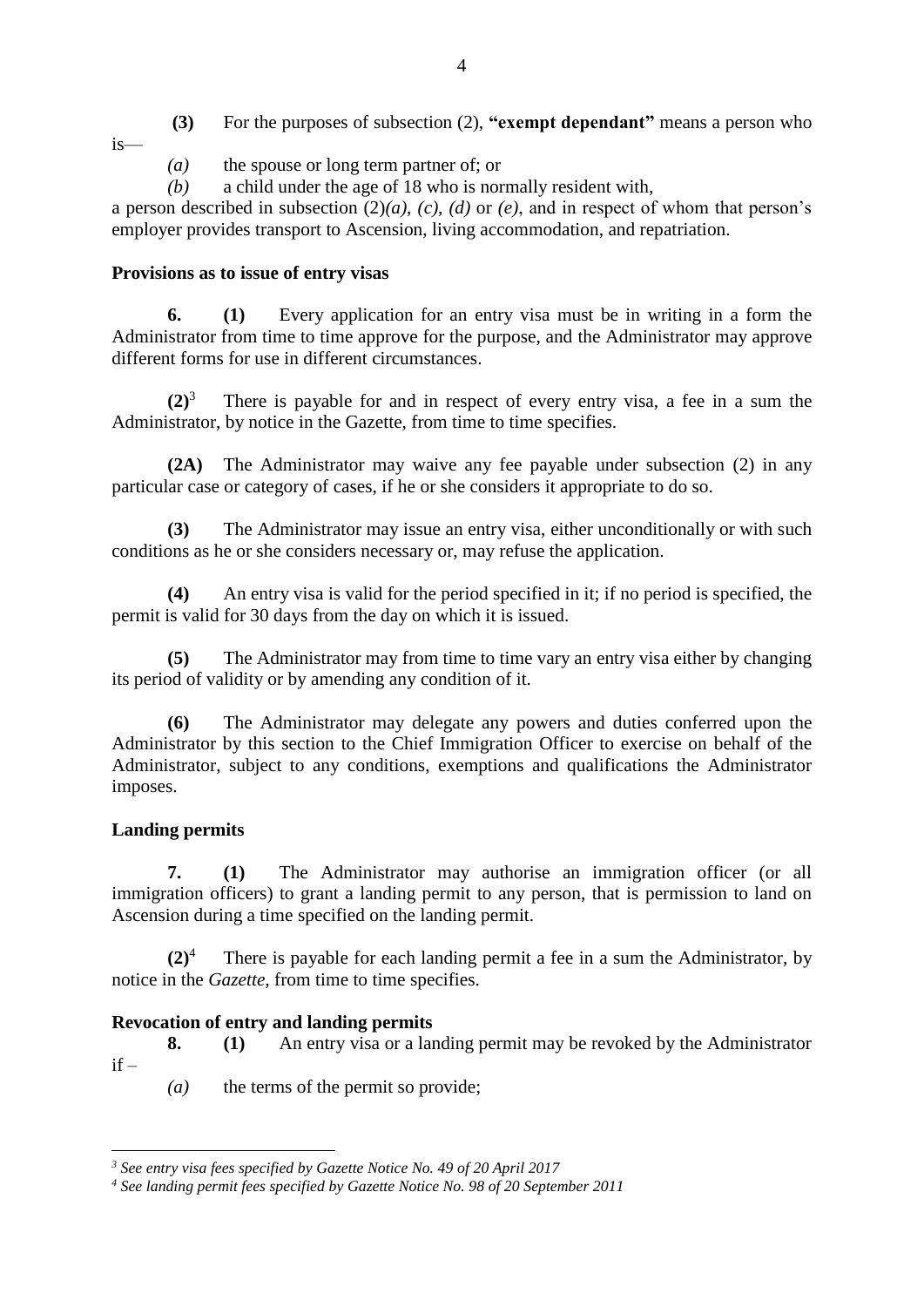**(3)** For the purposes of subsection (2), **"exempt dependant"** means a person who is—

*(a)* the spouse or long term partner of; or

*(b)* a child under the age of 18 who is normally resident with,

a person described in subsection (2)*(a)*, *(c)*, *(d)* or *(e)*, and in respect of whom that person's employer provides transport to Ascension, living accommodation, and repatriation.

**Provisions as to issue of entry visas**

**6.** **(1)** Every application for an entry visa must be in writing in a form the Administrator from time to time approve for the purpose, and the Administrator may approve different forms for use in different circumstances.

**(2)**[3] There is payable for and in respect of every entry visa, a fee in a sum the Administrator, by notice in the Gazette, from time to time specifies.

**(2A)** The Administrator may waive any fee payable under subsection (2) in any particular case or category of cases, if he or she considers it appropriate to do so.

**(3)** The Administrator may issue an entry visa, either unconditionally or with such conditions as he or she considers necessary or, may refuse the application.

**(4)** An entry visa is valid for the period specified in it; if no period is specified, the permit is valid for 30 days from the day on which it is issued.

**(5)** The Administrator may from time to time vary an entry visa either by changing its period of validity or by amending any condition of it.

**(6)** The Administrator may delegate any powers and duties conferred upon the Administrator by this section to the Chief Immigration Officer to exercise on behalf of the Administrator, subject to any conditions, exemptions and qualifications the Administrator imposes.

**Landing permits**

**7.** **(1)** The Administrator may authorise an immigration officer (or all immigration officers) to grant a landing permit to any person, that is permission to land on Ascension during a time specified on the landing permit.

**(2)**[4] There is payable for each landing permit a fee in a sum the Administrator, by notice in the *Gazette*, from time to time specifies.

**Revocation of entry and landing permits**

**8.** **(1)** An entry visa or a landing permit may be revoked by the Administrator if –

*(a)* the terms of the permit so provide;

---

[3] *See entry visa fees specified by Gazette Notice No. 49 of 20 April 2017*

[4] *See landing permit fees specified by Gazette Notice No. 98 of 20 September 2011*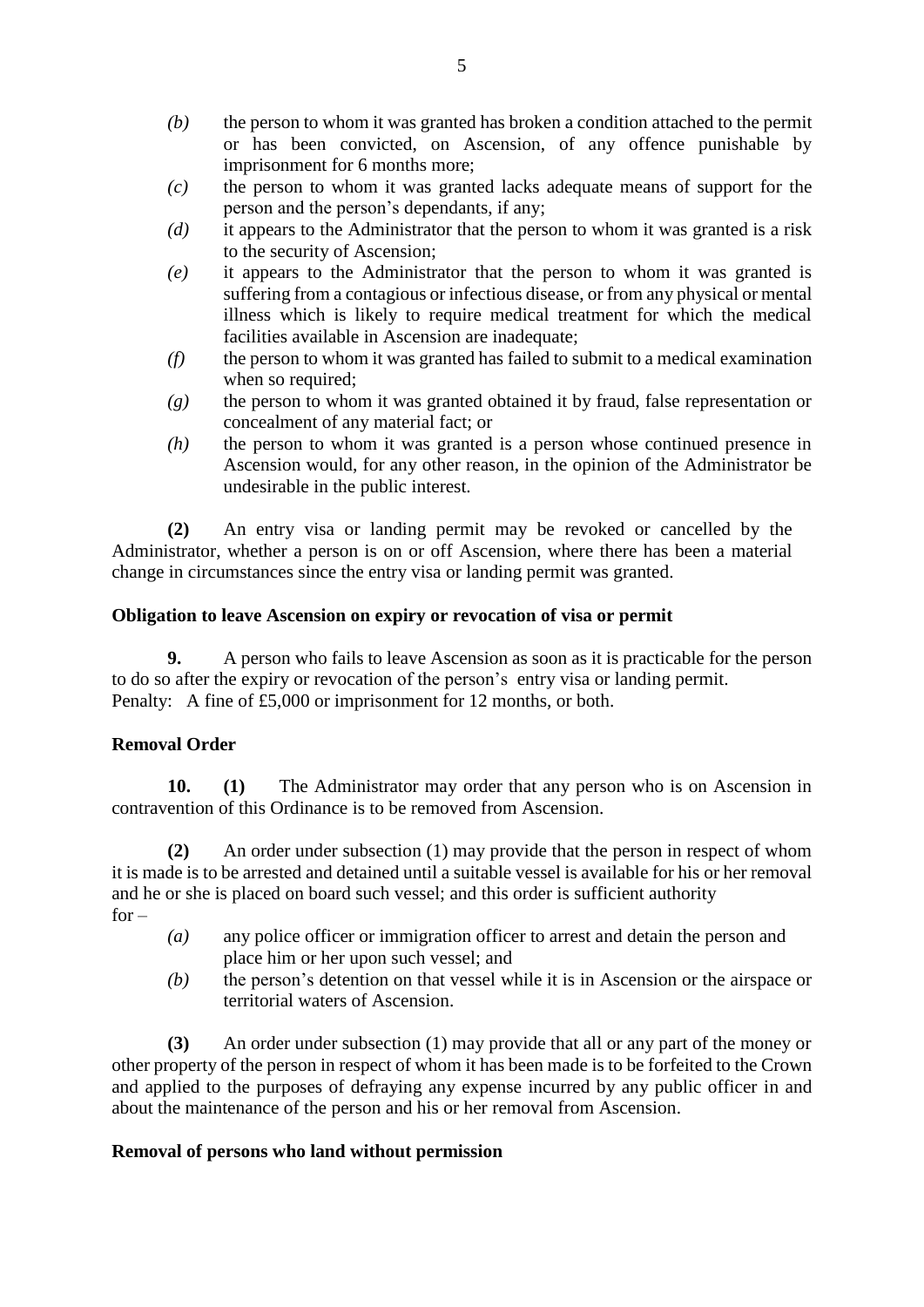*(b)* the person to whom it was granted has broken a condition attached to the permit or has been convicted, on Ascension, of any offence punishable by imprisonment for 6 months more;

*(c)* the person to whom it was granted lacks adequate means of support for the person and the person's dependants, if any;

*(d)* it appears to the Administrator that the person to whom it was granted is a risk to the security of Ascension;

*(e)* it appears to the Administrator that the person to whom it was granted is suffering from a contagious or infectious disease, or from any physical or mental illness which is likely to require medical treatment for which the medical facilities available in Ascension are inadequate;

*(f)* the person to whom it was granted has failed to submit to a medical examination when so required;

*(g)* the person to whom it was granted obtained it by fraud, false representation or concealment of any material fact; or

*(h)* the person to whom it was granted is a person whose continued presence in Ascension would, for any other reason, in the opinion of the Administrator be undesirable in the public interest.

**(2)** An entry visa or landing permit may be revoked or cancelled by the Administrator, whether a person is on or off Ascension, where there has been a material change in circumstances since the entry visa or landing permit was granted.

**Obligation to leave Ascension on expiry or revocation of visa or permit**

**9.** A person who fails to leave Ascension as soon as it is practicable for the person to do so after the expiry or revocation of the person's entry visa or landing permit.
Penalty: A fine of £5,000 or imprisonment for 12 months, or both.

**Removal Order**

**10. (1)** The Administrator may order that any person who is on Ascension in contravention of this Ordinance is to be removed from Ascension.

**(2)** An order under subsection (1) may provide that the person in respect of whom it is made is to be arrested and detained until a suitable vessel is available for his or her removal and he or she is placed on board such vessel; and this order is sufficient authority for –

*(a)* any police officer or immigration officer to arrest and detain the person and place him or her upon such vessel; and

*(b)* the person's detention on that vessel while it is in Ascension or the airspace or territorial waters of Ascension.

**(3)** An order under subsection (1) may provide that all or any part of the money or other property of the person in respect of whom it has been made is to be forfeited to the Crown and applied to the purposes of defraying any expense incurred by any public officer in and about the maintenance of the person and his or her removal from Ascension.

**Removal of persons who land without permission**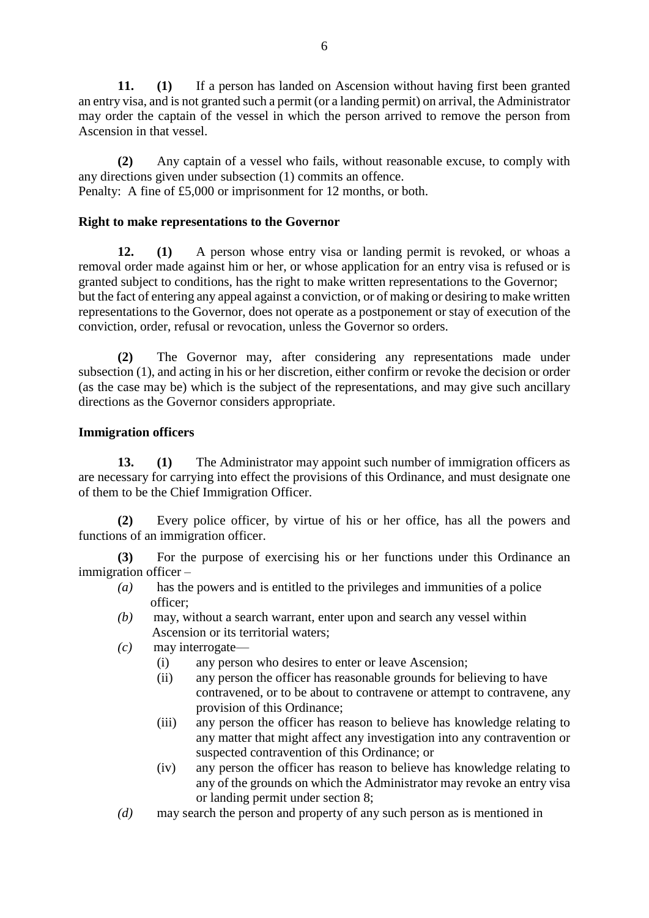**11.** **(1)** If a person has landed on Ascension without having first been granted an entry visa, and is not granted such a permit (or a landing permit) on arrival, the Administrator may order the captain of the vessel in which the person arrived to remove the person from Ascension in that vessel.

**(2)** Any captain of a vessel who fails, without reasonable excuse, to comply with any directions given under subsection (1) commits an offence.
Penalty: A fine of £5,000 or imprisonment for 12 months, or both.

**Right to make representations to the Governor**

**12.** **(1)** A person whose entry visa or landing permit is revoked, or whoas a removal order made against him or her, or whose application for an entry visa is refused or is granted subject to conditions, has the right to make written representations to the Governor; but the fact of entering any appeal against a conviction, or of making or desiring to make written representations to the Governor, does not operate as a postponement or stay of execution of the conviction, order, refusal or revocation, unless the Governor so orders.

**(2)** The Governor may, after considering any representations made under subsection (1), and acting in his or her discretion, either confirm or revoke the decision or order (as the case may be) which is the subject of the representations, and may give such ancillary directions as the Governor considers appropriate.

**Immigration officers**

**13.** **(1)** The Administrator may appoint such number of immigration officers as are necessary for carrying into effect the provisions of this Ordinance, and must designate one of them to be the Chief Immigration Officer.

**(2)** Every police officer, by virtue of his or her office, has all the powers and functions of an immigration officer.

**(3)** For the purpose of exercising his or her functions under this Ordinance an immigration officer –

*(a)* has the powers and is entitled to the privileges and immunities of a police officer;

*(b)* may, without a search warrant, enter upon and search any vessel within Ascension or its territorial waters;

*(c)* may interrogate—

  (i) any person who desires to enter or leave Ascension;

  (ii) any person the officer has reasonable grounds for believing to have contravened, or to be about to contravene or attempt to contravene, any provision of this Ordinance;

  (iii) any person the officer has reason to believe has knowledge relating to any matter that might affect any investigation into any contravention or suspected contravention of this Ordinance; or

  (iv) any person the officer has reason to believe has knowledge relating to any of the grounds on which the Administrator may revoke an entry visa or landing permit under section 8;

*(d)* may search the person and property of any such person as is mentioned in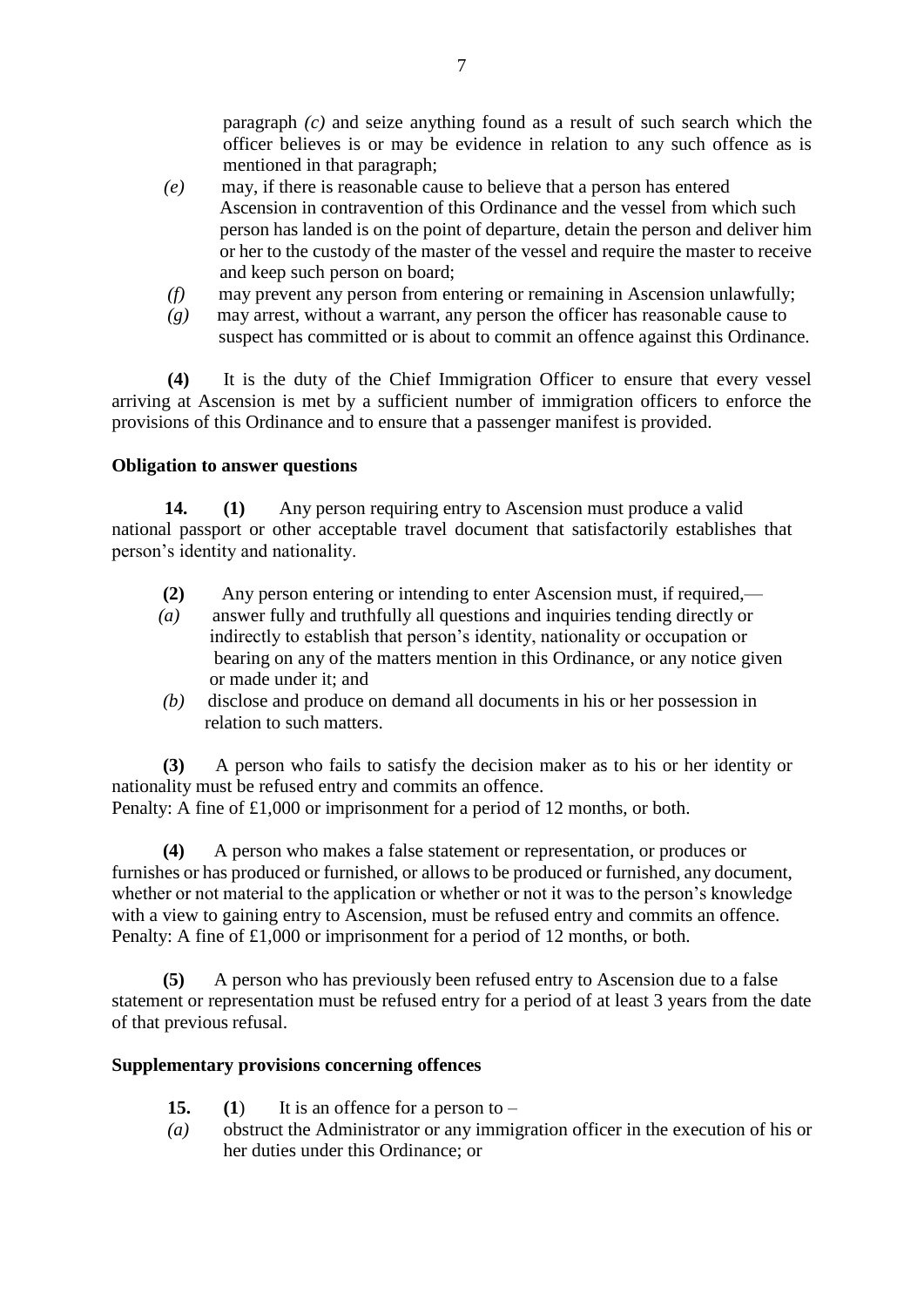paragraph *(c)* and seize anything found as a result of such search which the officer believes is or may be evidence in relation to any such offence as is mentioned in that paragraph;

*(e)* may, if there is reasonable cause to believe that a person has entered Ascension in contravention of this Ordinance and the vessel from which such person has landed is on the point of departure, detain the person and deliver him or her to the custody of the master of the vessel and require the master to receive and keep such person on board;

*(f)* may prevent any person from entering or remaining in Ascension unlawfully;

*(g)* may arrest, without a warrant, any person the officer has reasonable cause to suspect has committed or is about to commit an offence against this Ordinance.

**(4)** It is the duty of the Chief Immigration Officer to ensure that every vessel arriving at Ascension is met by a sufficient number of immigration officers to enforce the provisions of this Ordinance and to ensure that a passenger manifest is provided.

**Obligation to answer questions**

**14. (1)** Any person requiring entry to Ascension must produce a valid national passport or other acceptable travel document that satisfactorily establishes that person's identity and nationality.

**(2)** Any person entering or intending to enter Ascension must, if required,—

*(a)* answer fully and truthfully all questions and inquiries tending directly or indirectly to establish that person's identity, nationality or occupation or bearing on any of the matters mention in this Ordinance, or any notice given or made under it; and

*(b)* disclose and produce on demand all documents in his or her possession in relation to such matters.

**(3)** A person who fails to satisfy the decision maker as to his or her identity or nationality must be refused entry and commits an offence.
Penalty: A fine of £1,000 or imprisonment for a period of 12 months, or both.

**(4)** A person who makes a false statement or representation, or produces or furnishes or has produced or furnished, or allows to be produced or furnished, any document, whether or not material to the application or whether or not it was to the person's knowledge with a view to gaining entry to Ascension, must be refused entry and commits an offence.
Penalty: A fine of £1,000 or imprisonment for a period of 12 months, or both.

**(5)** A person who has previously been refused entry to Ascension due to a false statement or representation must be refused entry for a period of at least 3 years from the date of that previous refusal.

**Supplementary provisions concerning offences**

**15. (1)** It is an offence for a person to –

*(a)* obstruct the Administrator or any immigration officer in the execution of his or her duties under this Ordinance; or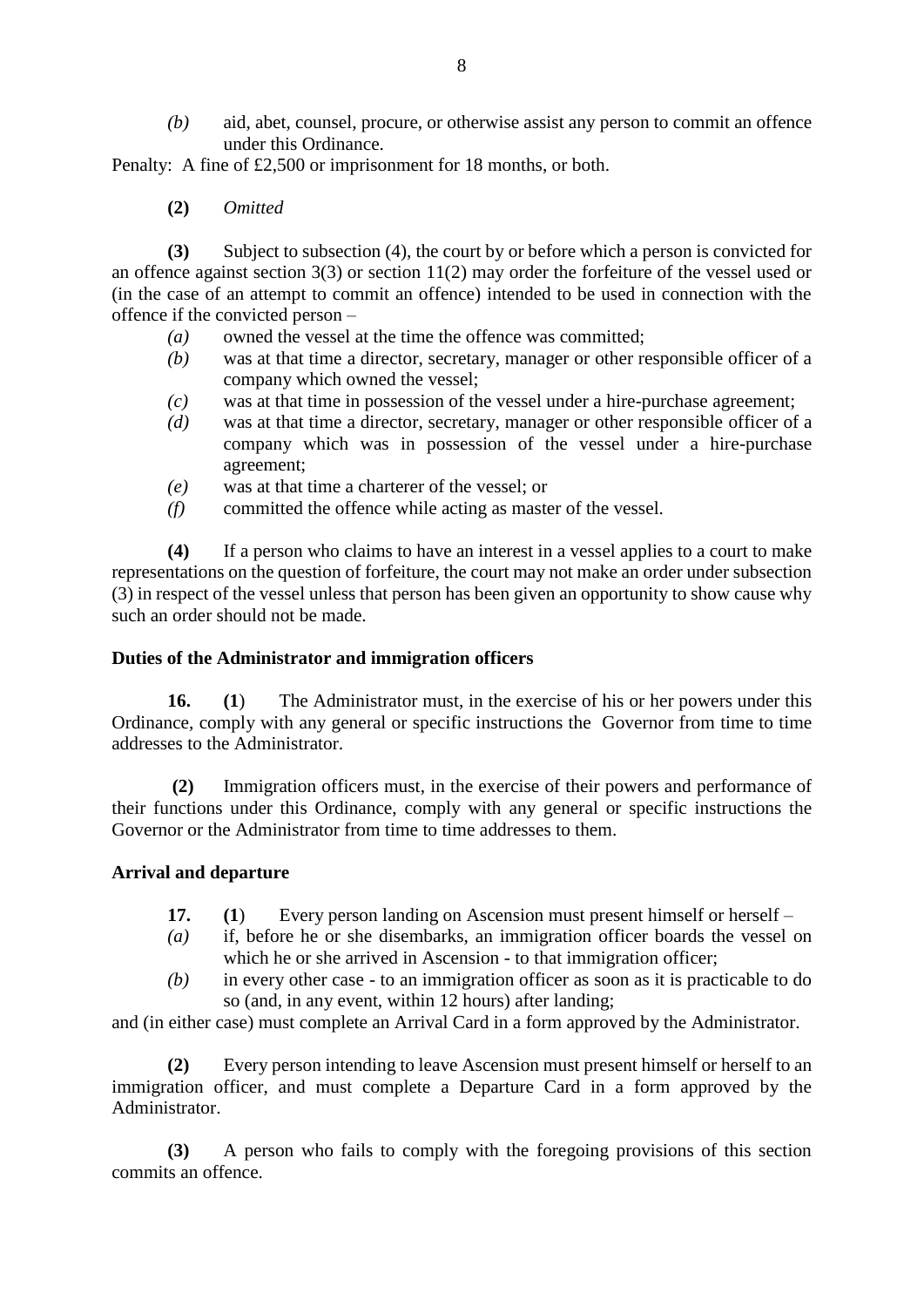*(b)* aid, abet, counsel, procure, or otherwise assist any person to commit an offence under this Ordinance.

Penalty: A fine of £2,500 or imprisonment for 18 months, or both.

**(2)** *Omitted*

**(3)** Subject to subsection (4), the court by or before which a person is convicted for an offence against section 3(3) or section 11(2) may order the forfeiture of the vessel used or (in the case of an attempt to commit an offence) intended to be used in connection with the offence if the convicted person –

*(a)* owned the vessel at the time the offence was committed;

*(b)* was at that time a director, secretary, manager or other responsible officer of a company which owned the vessel;

*(c)* was at that time in possession of the vessel under a hire-purchase agreement;

*(d)* was at that time a director, secretary, manager or other responsible officer of a company which was in possession of the vessel under a hire-purchase agreement;

*(e)* was at that time a charterer of the vessel; or

*(f)* committed the offence while acting as master of the vessel.

**(4)** If a person who claims to have an interest in a vessel applies to a court to make representations on the question of forfeiture, the court may not make an order under subsection (3) in respect of the vessel unless that person has been given an opportunity to show cause why such an order should not be made.

**Duties of the Administrator and immigration officers**

**16.** **(1)** The Administrator must, in the exercise of his or her powers under this Ordinance, comply with any general or specific instructions the Governor from time to time addresses to the Administrator.

**(2)** Immigration officers must, in the exercise of their powers and performance of their functions under this Ordinance, comply with any general or specific instructions the Governor or the Administrator from time to time addresses to them.

**Arrival and departure**

**17.** **(1)** Every person landing on Ascension must present himself or herself –

*(a)* if, before he or she disembarks, an immigration officer boards the vessel on which he or she arrived in Ascension - to that immigration officer;

*(b)* in every other case - to an immigration officer as soon as it is practicable to do so (and, in any event, within 12 hours) after landing;

and (in either case) must complete an Arrival Card in a form approved by the Administrator.

**(2)** Every person intending to leave Ascension must present himself or herself to an immigration officer, and must complete a Departure Card in a form approved by the Administrator.

**(3)** A person who fails to comply with the foregoing provisions of this section commits an offence.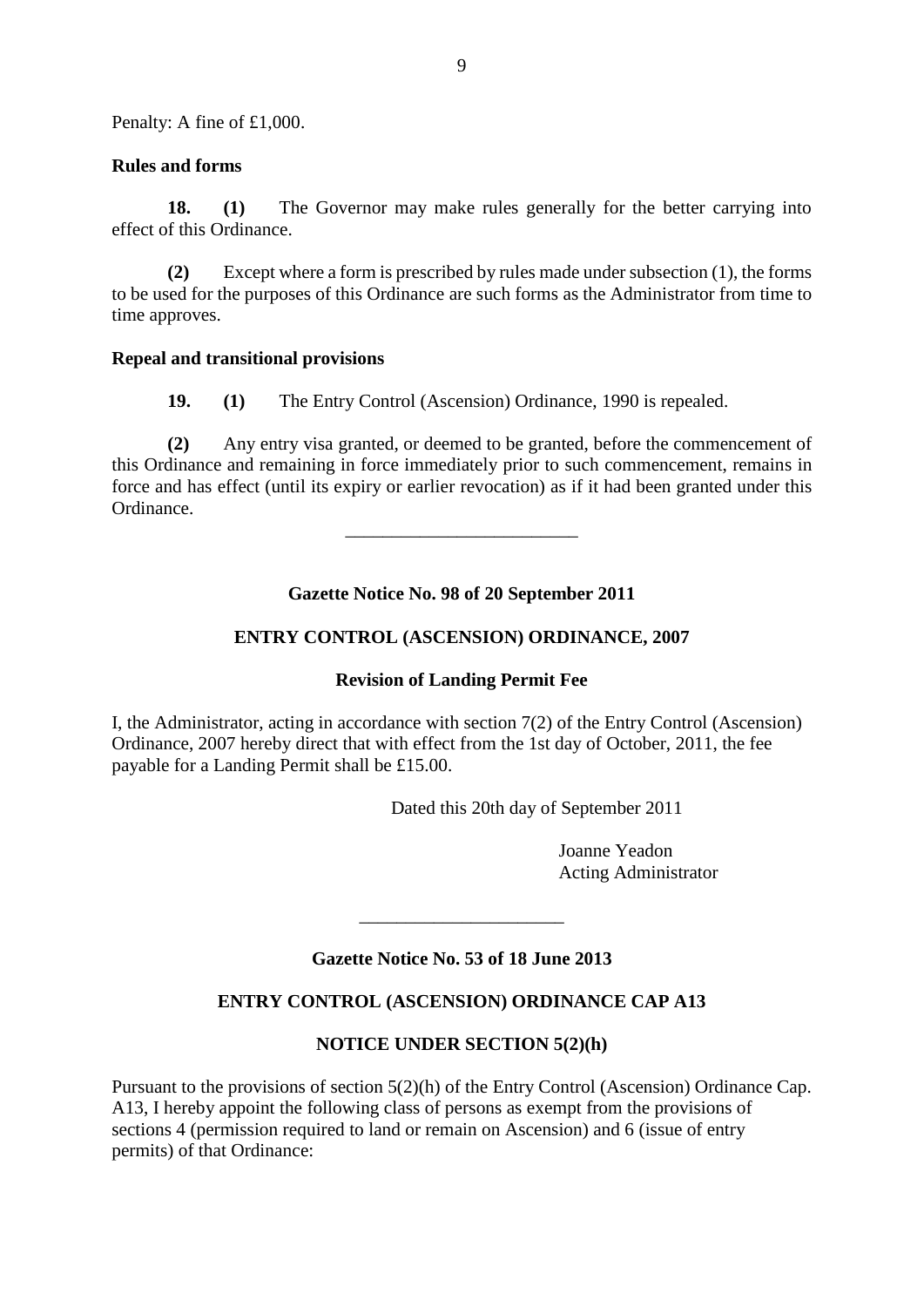Penalty: A fine of £1,000.

**Rules and forms**

**18. (1)** The Governor may make rules generally for the better carrying into effect of this Ordinance.

**(2)** Except where a form is prescribed by rules made under subsection (1), the forms to be used for the purposes of this Ordinance are such forms as the Administrator from time to time approves.

**Repeal and transitional provisions**

**19. (1)** The Entry Control (Ascension) Ordinance, 1990 is repealed.

**(2)** Any entry visa granted, or deemed to be granted, before the commencement of this Ordinance and remaining in force immediately prior to such commencement, remains in force and has effect (until its expiry or earlier revocation) as if it had been granted under this Ordinance.

---

**Gazette Notice No. 98 of 20 September 2011**

**ENTRY CONTROL (ASCENSION) ORDINANCE, 2007**

**Revision of Landing Permit Fee**

I, the Administrator, acting in accordance with section 7(2) of the Entry Control (Ascension) Ordinance, 2007 hereby direct that with effect from the 1st day of October, 2011, the fee payable for a Landing Permit shall be £15.00.

Dated this 20th day of September 2011

Joanne Yeadon
Acting Administrator

---

**Gazette Notice No. 53 of 18 June 2013**

**ENTRY CONTROL (ASCENSION) ORDINANCE CAP A13**

**NOTICE UNDER SECTION 5(2)(h)**

Pursuant to the provisions of section 5(2)(h) of the Entry Control (Ascension) Ordinance Cap. A13, I hereby appoint the following class of persons as exempt from the provisions of sections 4 (permission required to land or remain on Ascension) and 6 (issue of entry permits) of that Ordinance: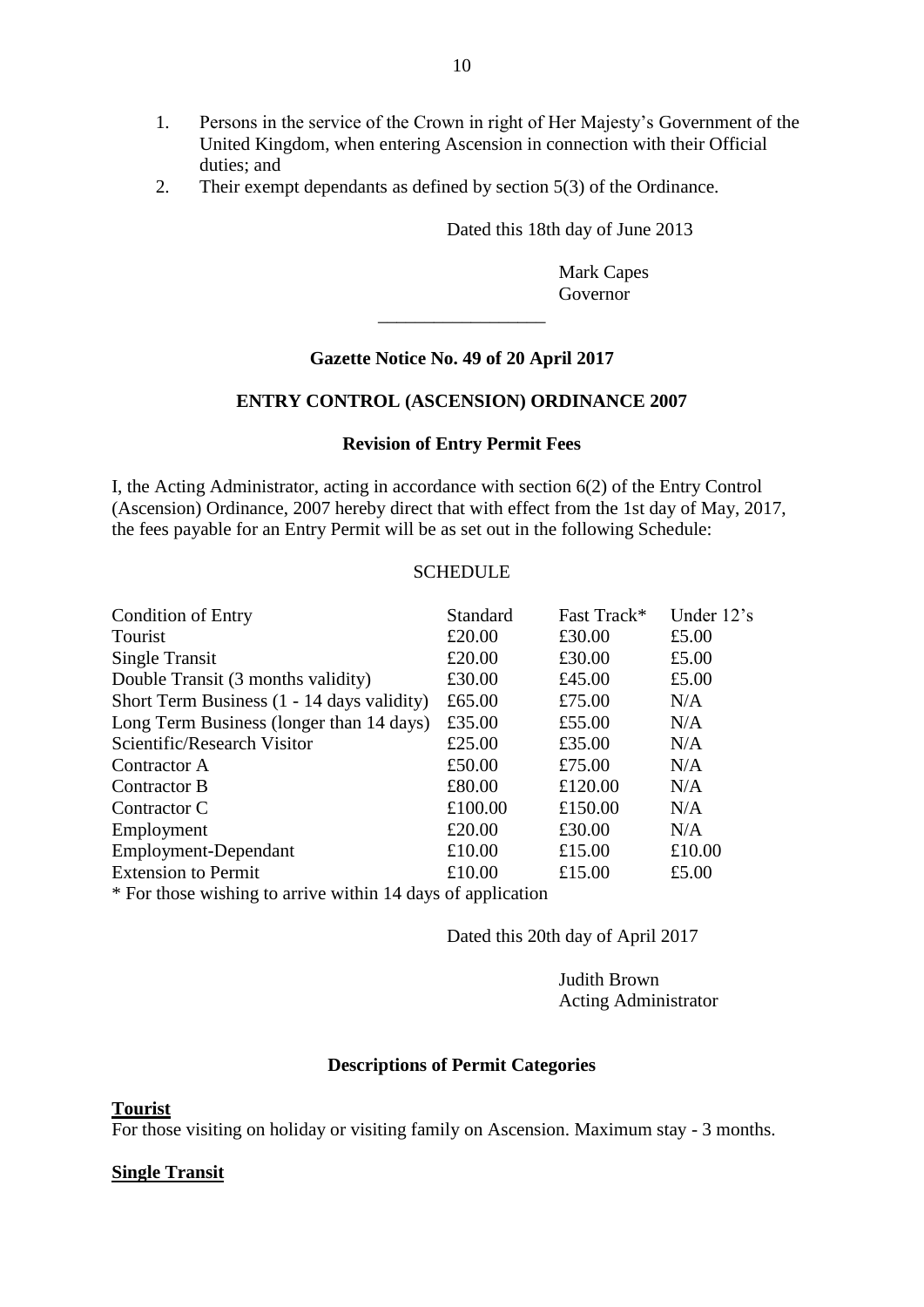1. Persons in the service of the Crown in right of Her Majesty's Government of the United Kingdom, when entering Ascension in connection with their Official duties; and
2. Their exempt dependants as defined by section 5(3) of the Ordinance.

Dated this 18th day of June 2013

Mark Capes
Governor

---

**Gazette Notice No. 49 of 20 April 2017**

**ENTRY CONTROL (ASCENSION) ORDINANCE 2007**

**Revision of Entry Permit Fees**

I, the Acting Administrator, acting in accordance with section 6(2) of the Entry Control (Ascension) Ordinance, 2007 hereby direct that with effect from the 1st day of May, 2017, the fees payable for an Entry Permit will be as set out in the following Schedule:

SCHEDULE

| Condition of Entry | Standard | Fast Track* | Under 12's |
|---|---|---|---|
| Tourist | £20.00 | £30.00 | £5.00 |
| Single Transit | £20.00 | £30.00 | £5.00 |
| Double Transit (3 months validity) | £30.00 | £45.00 | £5.00 |
| Short Term Business (1 - 14 days validity) | £65.00 | £75.00 | N/A |
| Long Term Business (longer than 14 days) | £35.00 | £55.00 | N/A |
| Scientific/Research Visitor | £25.00 | £35.00 | N/A |
| Contractor A | £50.00 | £75.00 | N/A |
| Contractor B | £80.00 | £120.00 | N/A |
| Contractor C | £100.00 | £150.00 | N/A |
| Employment | £20.00 | £30.00 | N/A |
| Employment-Dependant | £10.00 | £15.00 | £10.00 |
| Extension to Permit | £10.00 | £15.00 | £5.00 |

* For those wishing to arrive within 14 days of application

Dated this 20th day of April 2017

Judith Brown
Acting Administrator

**Descriptions of Permit Categories**

**Tourist**

For those visiting on holiday or visiting family on Ascension. Maximum stay - 3 months.

**Single Transit**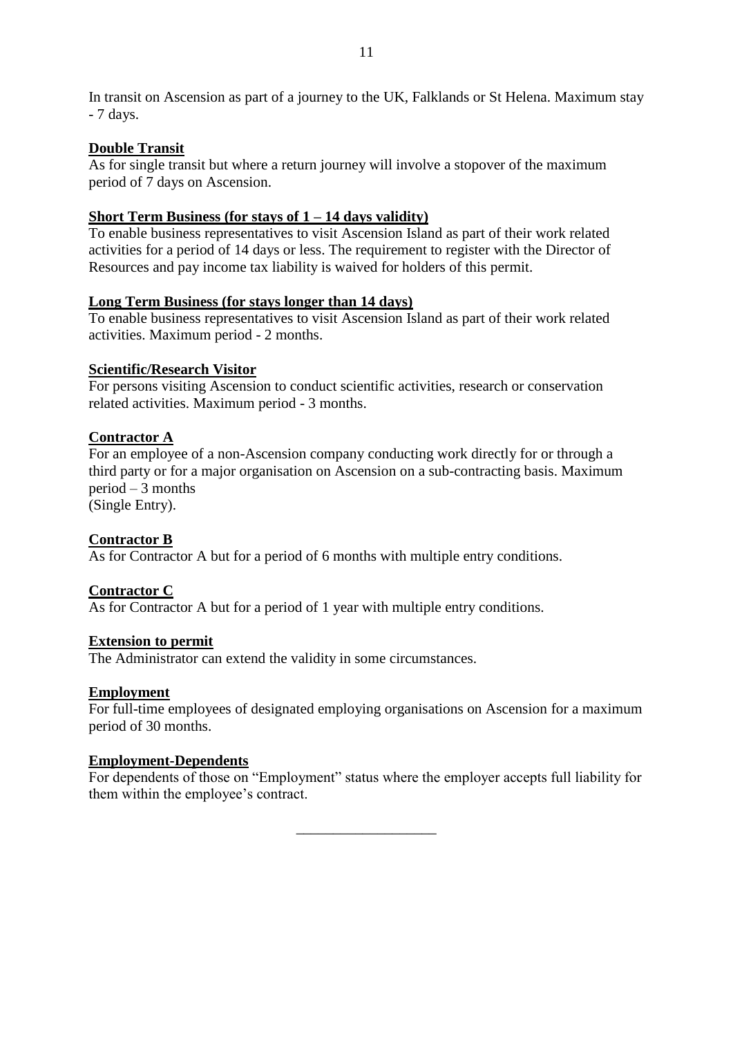In transit on Ascension as part of a journey to the UK, Falklands or St Helena. Maximum stay - 7 days.

**Double Transit**

As for single transit but where a return journey will involve a stopover of the maximum period of 7 days on Ascension.

**Short Term Business (for stays of 1 – 14 days validity)**

To enable business representatives to visit Ascension Island as part of their work related activities for a period of 14 days or less. The requirement to register with the Director of Resources and pay income tax liability is waived for holders of this permit.

**Long Term Business (for stays longer than 14 days)**

To enable business representatives to visit Ascension Island as part of their work related activities. Maximum period - 2 months.

**Scientific/Research Visitor**

For persons visiting Ascension to conduct scientific activities, research or conservation related activities. Maximum period - 3 months.

**Contractor A**

For an employee of a non-Ascension company conducting work directly for or through a third party or for a major organisation on Ascension on a sub-contracting basis. Maximum period – 3 months
(Single Entry).

**Contractor B**

As for Contractor A but for a period of 6 months with multiple entry conditions.

**Contractor C**

As for Contractor A but for a period of 1 year with multiple entry conditions.

**Extension to permit**

The Administrator can extend the validity in some circumstances.

**Employment**

For full-time employees of designated employing organisations on Ascension for a maximum period of 30 months.

**Employment-Dependents**

For dependents of those on "Employment" status where the employer accepts full liability for them within the employee's contract.

___________________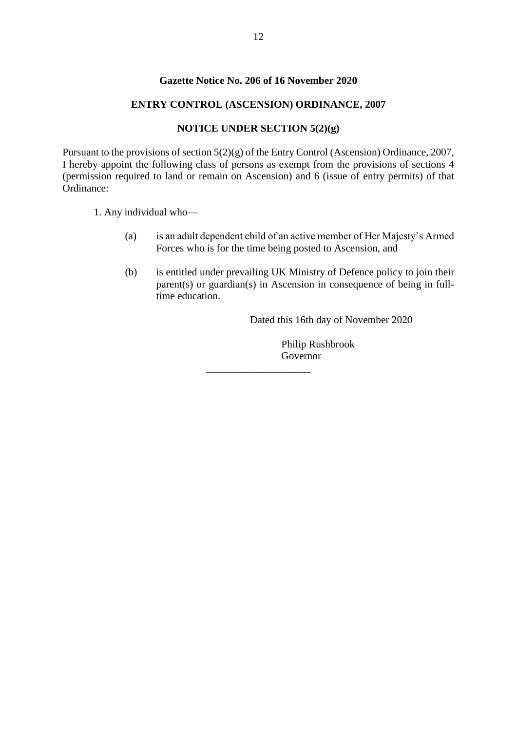**Gazette Notice No. 206 of 16 November 2020**

**ENTRY CONTROL (ASCENSION) ORDINANCE, 2007**

**NOTICE UNDER SECTION 5(2)(g)**

Pursuant to the provisions of section 5(2)(g) of the Entry Control (Ascension) Ordinance, 2007, I hereby appoint the following class of persons as exempt from the provisions of sections 4 (permission required to land or remain on Ascension) and 6 (issue of entry permits) of that Ordinance:

1. Any individual who—

   (a) is an adult dependent child of an active member of Her Majesty's Armed Forces who is for the time being posted to Ascension, and

   (b) is entitled under prevailing UK Ministry of Defence policy to join their parent(s) or guardian(s) in Ascension in consequence of being in full-time education.

Dated this 16th day of November 2020

Philip Rushbrook
Governor

---